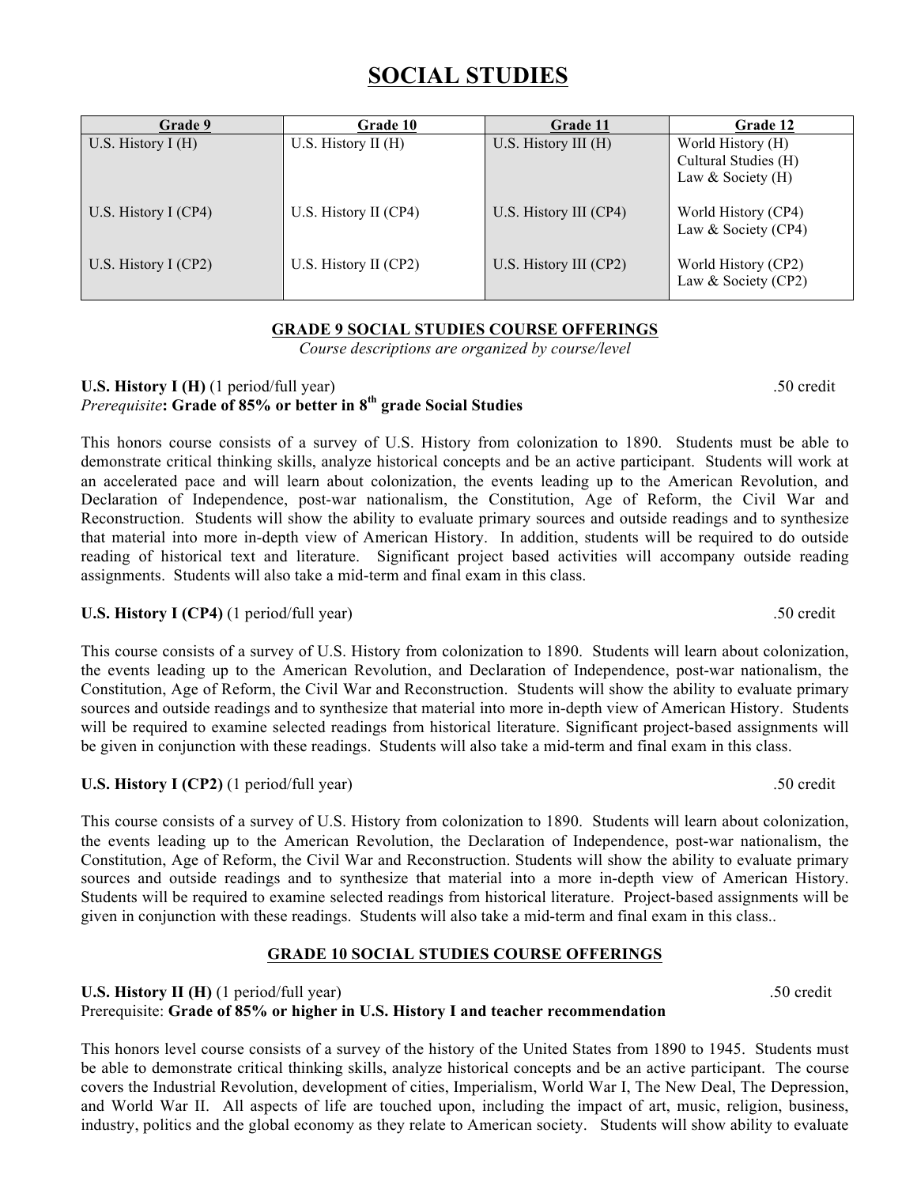# SOCIAL STUDIES

| Grade 9 | Grade 10 | Grade 11 | Grade 12 |
|---|---|---|---|
| U.S. History I (H) | U.S. History II (H) | U.S. History III (H) | World History (H)<br>Cultural Studies (H)<br>Law & Society (H) |
| U.S. History I (CP4) | U.S. History II (CP4) | U.S. History III (CP4) | World History (CP4)<br>Law & Society (CP4) |
| U.S. History I (CP2) | U.S. History II (CP2) | U.S. History III (CP2) | World History (CP2)<br>Law & Society (CP2) |

## GRADE 9 SOCIAL STUDIES COURSE OFFERINGS

*Course descriptions are organized by course/level*

**U.S. History I (H)** (1 period/full year) .50 credit
*Prerequisite*: **Grade of 85% or better in 8th grade Social Studies**

This honors course consists of a survey of U.S. History from colonization to 1890. Students must be able to demonstrate critical thinking skills, analyze historical concepts and be an active participant. Students will work at an accelerated pace and will learn about colonization, the events leading up to the American Revolution, and Declaration of Independence, post-war nationalism, the Constitution, Age of Reform, the Civil War and Reconstruction. Students will show the ability to evaluate primary sources and outside readings and to synthesize that material into more in-depth view of American History. In addition, students will be required to do outside reading of historical text and literature. Significant project based activities will accompany outside reading assignments. Students will also take a mid-term and final exam in this class.

**U.S. History I (CP4)** (1 period/full year) .50 credit

This course consists of a survey of U.S. History from colonization to 1890. Students will learn about colonization, the events leading up to the American Revolution, and Declaration of Independence, post-war nationalism, the Constitution, Age of Reform, the Civil War and Reconstruction. Students will show the ability to evaluate primary sources and outside readings and to synthesize that material into more in-depth view of American History. Students will be required to examine selected readings from historical literature. Significant project-based assignments will be given in conjunction with these readings. Students will also take a mid-term and final exam in this class.

**U.S. History I (CP2)** (1 period/full year) .50 credit

This course consists of a survey of U.S. History from colonization to 1890. Students will learn about colonization, the events leading up to the American Revolution, the Declaration of Independence, post-war nationalism, the Constitution, Age of Reform, the Civil War and Reconstruction. Students will show the ability to evaluate primary sources and outside readings and to synthesize that material into a more in-depth view of American History. Students will be required to examine selected readings from historical literature. Project-based assignments will be given in conjunction with these readings. Students will also take a mid-term and final exam in this class..

## GRADE 10 SOCIAL STUDIES COURSE OFFERINGS

**U.S. History II (H)** (1 period/full year) .50 credit
Prerequisite: **Grade of 85% or higher in U.S. History I and teacher recommendation**

This honors level course consists of a survey of the history of the United States from 1890 to 1945. Students must be able to demonstrate critical thinking skills, analyze historical concepts and be an active participant. The course covers the Industrial Revolution, development of cities, Imperialism, World War I, The New Deal, The Depression, and World War II. All aspects of life are touched upon, including the impact of art, music, religion, business, industry, politics and the global economy as they relate to American society. Students will show ability to evaluate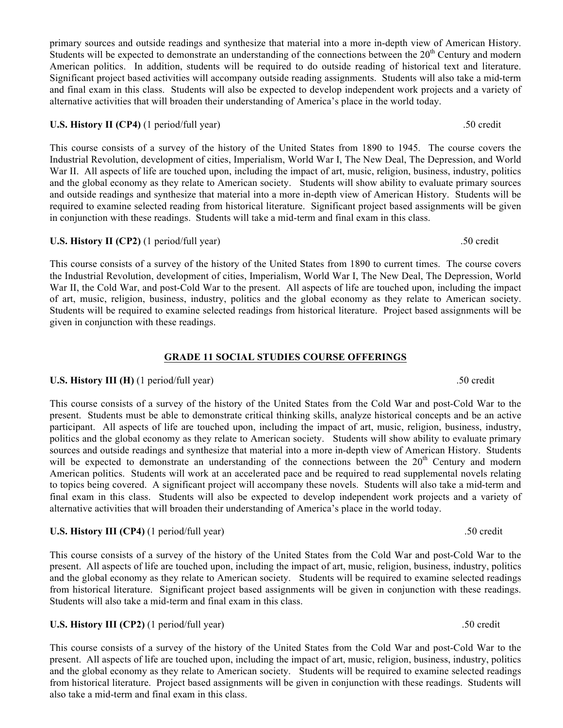primary sources and outside readings and synthesize that material into a more in-depth view of American History. Students will be expected to demonstrate an understanding of the connections between the 20th Century and modern American politics. In addition, students will be required to do outside reading of historical text and literature. Significant project based activities will accompany outside reading assignments. Students will also take a mid-term and final exam in this class. Students will also be expected to develop independent work projects and a variety of alternative activities that will broaden their understanding of America's place in the world today.

**U.S. History II (CP4)** (1 period/full year) .50 credit

This course consists of a survey of the history of the United States from 1890 to 1945. The course covers the Industrial Revolution, development of cities, Imperialism, World War I, The New Deal, The Depression, and World War II. All aspects of life are touched upon, including the impact of art, music, religion, business, industry, politics and the global economy as they relate to American society. Students will show ability to evaluate primary sources and outside readings and synthesize that material into a more in-depth view of American History. Students will be required to examine selected reading from historical literature. Significant project based assignments will be given in conjunction with these readings. Students will take a mid-term and final exam in this class.

**U.S. History II (CP2)** (1 period/full year) .50 credit

This course consists of a survey of the history of the United States from 1890 to current times. The course covers the Industrial Revolution, development of cities, Imperialism, World War I, The New Deal, The Depression, World War II, the Cold War, and post-Cold War to the present. All aspects of life are touched upon, including the impact of art, music, religion, business, industry, politics and the global economy as they relate to American society. Students will be required to examine selected readings from historical literature. Project based assignments will be given in conjunction with these readings.

## GRADE 11 SOCIAL STUDIES COURSE OFFERINGS

**U.S. History III (H)** (1 period/full year) .50 credit

This course consists of a survey of the history of the United States from the Cold War and post-Cold War to the present. Students must be able to demonstrate critical thinking skills, analyze historical concepts and be an active participant. All aspects of life are touched upon, including the impact of art, music, religion, business, industry, politics and the global economy as they relate to American society. Students will show ability to evaluate primary sources and outside readings and synthesize that material into a more in-depth view of American History. Students will be expected to demonstrate an understanding of the connections between the 20th Century and modern American politics. Students will work at an accelerated pace and be required to read supplemental novels relating to topics being covered. A significant project will accompany these novels. Students will also take a mid-term and final exam in this class. Students will also be expected to develop independent work projects and a variety of alternative activities that will broaden their understanding of America's place in the world today.

**U.S. History III (CP4)** (1 period/full year) .50 credit

This course consists of a survey of the history of the United States from the Cold War and post-Cold War to the present. All aspects of life are touched upon, including the impact of art, music, religion, business, industry, politics and the global economy as they relate to American society. Students will be required to examine selected readings from historical literature. Significant project based assignments will be given in conjunction with these readings. Students will also take a mid-term and final exam in this class.

**U.S. History III (CP2)** (1 period/full year) .50 credit

This course consists of a survey of the history of the United States from the Cold War and post-Cold War to the present. All aspects of life are touched upon, including the impact of art, music, religion, business, industry, politics and the global economy as they relate to American society. Students will be required to examine selected readings from historical literature. Project based assignments will be given in conjunction with these readings. Students will also take a mid-term and final exam in this class.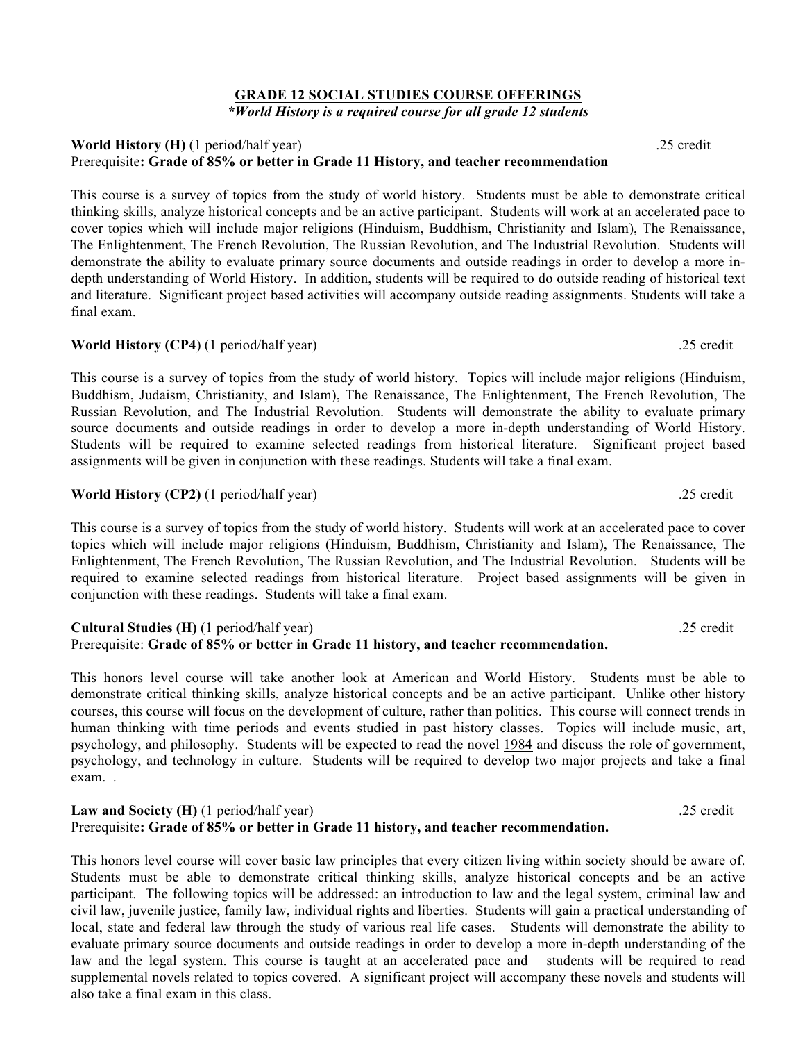## GRADE 12 SOCIAL STUDIES COURSE OFFERINGS

***World History is a required course for all grade 12 students***

**World History (H)** (1 period/half year) .25 credit
Prerequisite**: Grade of 85% or better in Grade 11 History, and teacher recommendation**

This course is a survey of topics from the study of world history. Students must be able to demonstrate critical thinking skills, analyze historical concepts and be an active participant. Students will work at an accelerated pace to cover topics which will include major religions (Hinduism, Buddhism, Christianity and Islam), The Renaissance, The Enlightenment, The French Revolution, The Russian Revolution, and The Industrial Revolution. Students will demonstrate the ability to evaluate primary source documents and outside readings in order to develop a more in-depth understanding of World History. In addition, students will be required to do outside reading of historical text and literature. Significant project based activities will accompany outside reading assignments. Students will take a final exam.

**World History (CP4**) (1 period/half year) .25 credit

This course is a survey of topics from the study of world history. Topics will include major religions (Hinduism, Buddhism, Judaism, Christianity, and Islam), The Renaissance, The Enlightenment, The French Revolution, The Russian Revolution, and The Industrial Revolution. Students will demonstrate the ability to evaluate primary source documents and outside readings in order to develop a more in-depth understanding of World History. Students will be required to examine selected readings from historical literature. Significant project based assignments will be given in conjunction with these readings. Students will take a final exam.

**World History (CP2)** (1 period/half year) .25 credit

This course is a survey of topics from the study of world history. Students will work at an accelerated pace to cover topics which will include major religions (Hinduism, Buddhism, Christianity and Islam), The Renaissance, The Enlightenment, The French Revolution, The Russian Revolution, and The Industrial Revolution. Students will be required to examine selected readings from historical literature. Project based assignments will be given in conjunction with these readings. Students will take a final exam.

**Cultural Studies (H)** (1 period/half year) .25 credit
Prerequisite: **Grade of 85% or better in Grade 11 history, and teacher recommendation.**

This honors level course will take another look at American and World History. Students must be able to demonstrate critical thinking skills, analyze historical concepts and be an active participant. Unlike other history courses, this course will focus on the development of culture, rather than politics. This course will connect trends in human thinking with time periods and events studied in past history classes. Topics will include music, art, psychology, and philosophy. Students will be expected to read the novel <u>1984</u> and discuss the role of government, psychology, and technology in culture. Students will be required to develop two major projects and take a final exam. .

**Law and Society (H)** (1 period/half year) .25 credit
Prerequisite**: Grade of 85% or better in Grade 11 history, and teacher recommendation.**

This honors level course will cover basic law principles that every citizen living within society should be aware of. Students must be able to demonstrate critical thinking skills, analyze historical concepts and be an active participant. The following topics will be addressed: an introduction to law and the legal system, criminal law and civil law, juvenile justice, family law, individual rights and liberties. Students will gain a practical understanding of local, state and federal law through the study of various real life cases. Students will demonstrate the ability to evaluate primary source documents and outside readings in order to develop a more in-depth understanding of the law and the legal system. This course is taught at an accelerated pace and students will be required to read supplemental novels related to topics covered. A significant project will accompany these novels and students will also take a final exam in this class.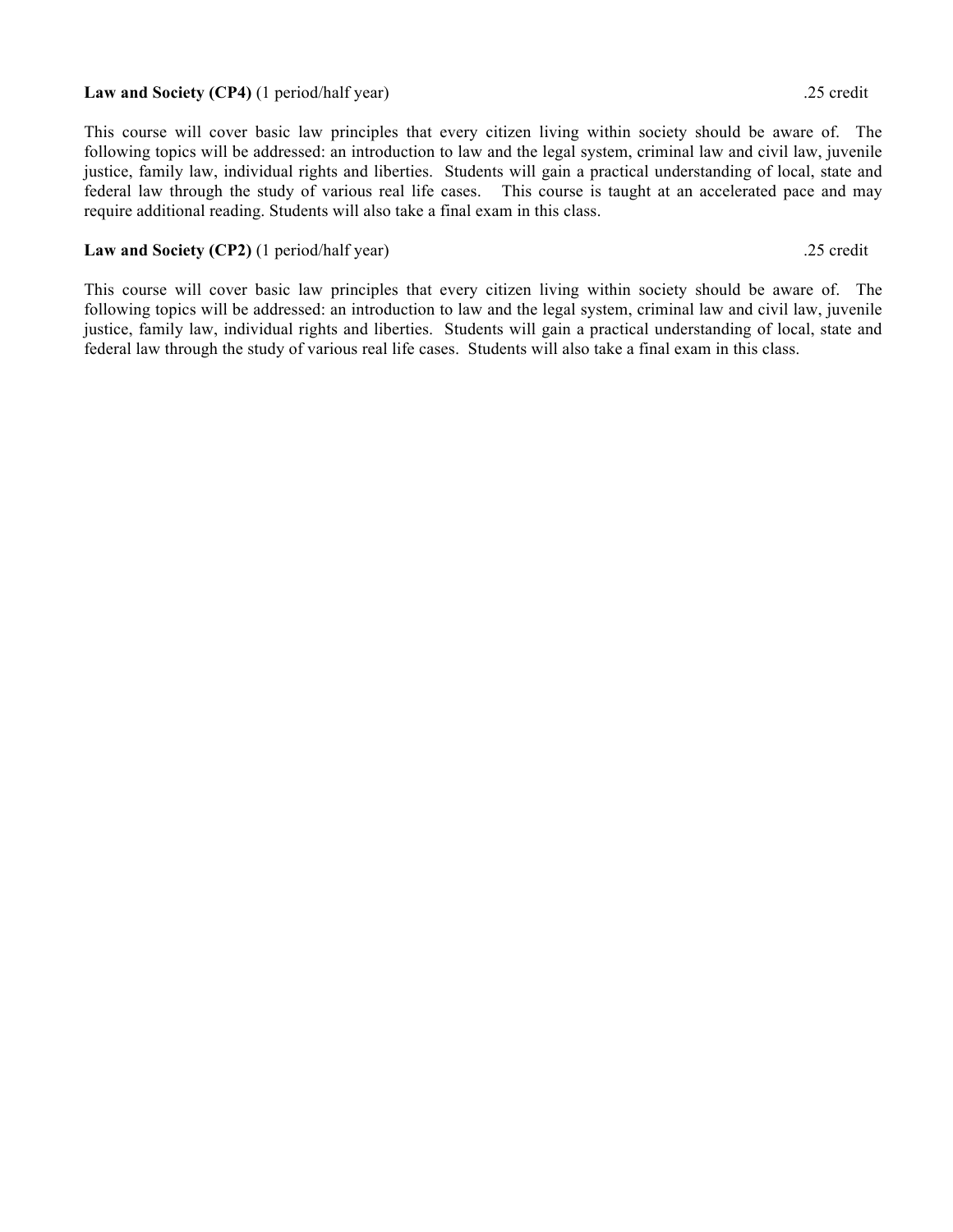**Law and Society (CP4)** (1 period/half year) .25 credit

This course will cover basic law principles that every citizen living within society should be aware of. The following topics will be addressed: an introduction to law and the legal system, criminal law and civil law, juvenile justice, family law, individual rights and liberties. Students will gain a practical understanding of local, state and federal law through the study of various real life cases. This course is taught at an accelerated pace and may require additional reading. Students will also take a final exam in this class.

**Law and Society (CP2)** (1 period/half year) .25 credit

This course will cover basic law principles that every citizen living within society should be aware of. The following topics will be addressed: an introduction to law and the legal system, criminal law and civil law, juvenile justice, family law, individual rights and liberties. Students will gain a practical understanding of local, state and federal law through the study of various real life cases. Students will also take a final exam in this class.